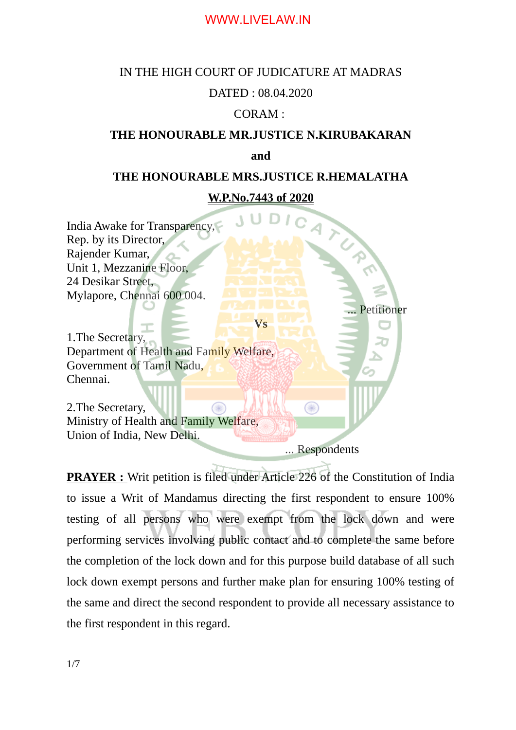IN THE HIGH COURT OF JUDICATURE AT MADRAS

DATED : 08.04.2020

CORAM :

**THE HONOURABLE MR.JUSTICE N.KIRUBAKARAN**

**and**

**THE HONOURABLE MRS.JUSTICE R.HEMALATHA**

**W.P.No.7443 of 2020**

India Awake for Transparency,
Rep. by its Director,
Rajender Kumar,
Unit 1, Mezzanine Floor,
24 Desikar Street,
Mylapore, Chennai 600 004.

... Petitioner

**Vs**

1.The Secretary,
Department of Health and Family Welfare,
Government of Tamil Nadu,
Chennai.

2.The Secretary,
Ministry of Health and Family Welfare,
Union of India, New Delhi.

... Respondents

**PRAYER :** Writ petition is filed under Article 226 of the Constitution of India to issue a Writ of Mandamus directing the first respondent to ensure 100% testing of all persons who were exempt from the lock down and were performing services involving public contact and to complete the same before the completion of the lock down and for this purpose build database of all such lock down exempt persons and further make plan for ensuring 100% testing of the same and direct the second respondent to provide all necessary assistance to the first respondent in this regard.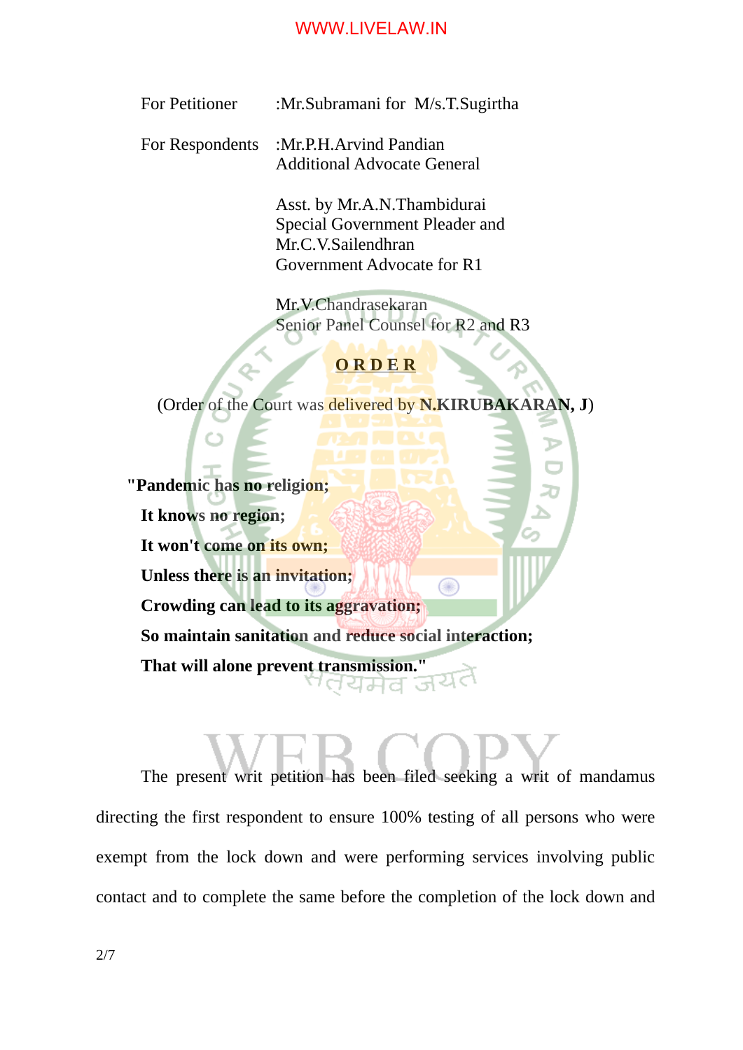For Petitioner :Mr.Subramani for M/s.T.Sugirtha

For Respondents :Mr.P.H.Arvind Pandian
Additional Advocate General

Asst. by Mr.A.N.Thambidurai
Special Government Pleader and
Mr.C.V.Sailendhran
Government Advocate for R1

Mr.V.Chandrasekaran
Senior Panel Counsel for R2 and R3

**ORDER**

(Order of the Court was delivered by **N.KIRUBAKARAN, J**)

**"Pandemic has no religion;**
**It knows no region;**
**It won't come on its own;**
**Unless there is an invitation;**
**Crowding can lead to its aggravation;**
**So maintain sanitation and reduce social interaction;**
**That will alone prevent transmission."**

The present writ petition has been filed seeking a writ of mandamus directing the first respondent to ensure 100% testing of all persons who were exempt from the lock down and were performing services involving public contact and to complete the same before the completion of the lock down and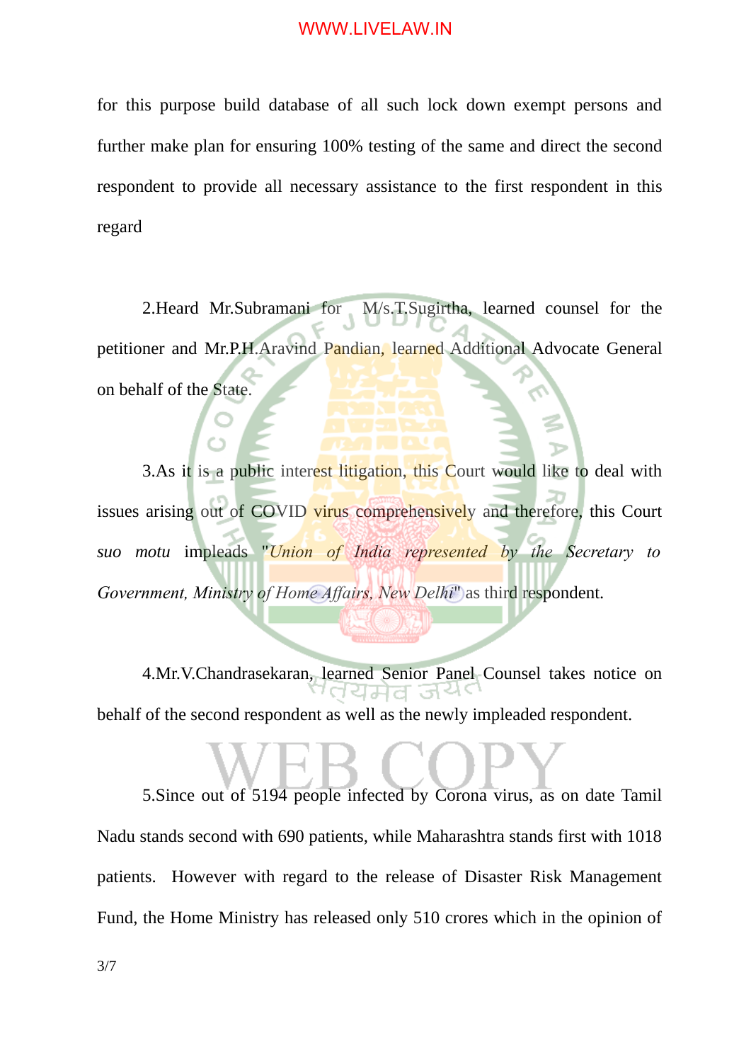for this purpose build database of all such lock down exempt persons and further make plan for ensuring 100% testing of the same and direct the second respondent to provide all necessary assistance to the first respondent in this regard

2.Heard Mr.Subramani for M/s.T.Sugirtha, learned counsel for the petitioner and Mr.P.H.Aravind Pandian, learned Additional Advocate General on behalf of the State.

3.As it is a public interest litigation, this Court would like to deal with issues arising out of COVID virus comprehensively and therefore, this Court *suo motu* impleads "*Union of India represented by the Secretary to Government, Ministry of Home Affairs, New Delhi*" as third respondent.

4.Mr.V.Chandrasekaran, learned Senior Panel Counsel takes notice on behalf of the second respondent as well as the newly impleaded respondent.

5.Since out of 5194 people infected by Corona virus, as on date Tamil Nadu stands second with 690 patients, while Maharashtra stands first with 1018 patients. However with regard to the release of Disaster Risk Management Fund, the Home Ministry has released only 510 crores which in the opinion of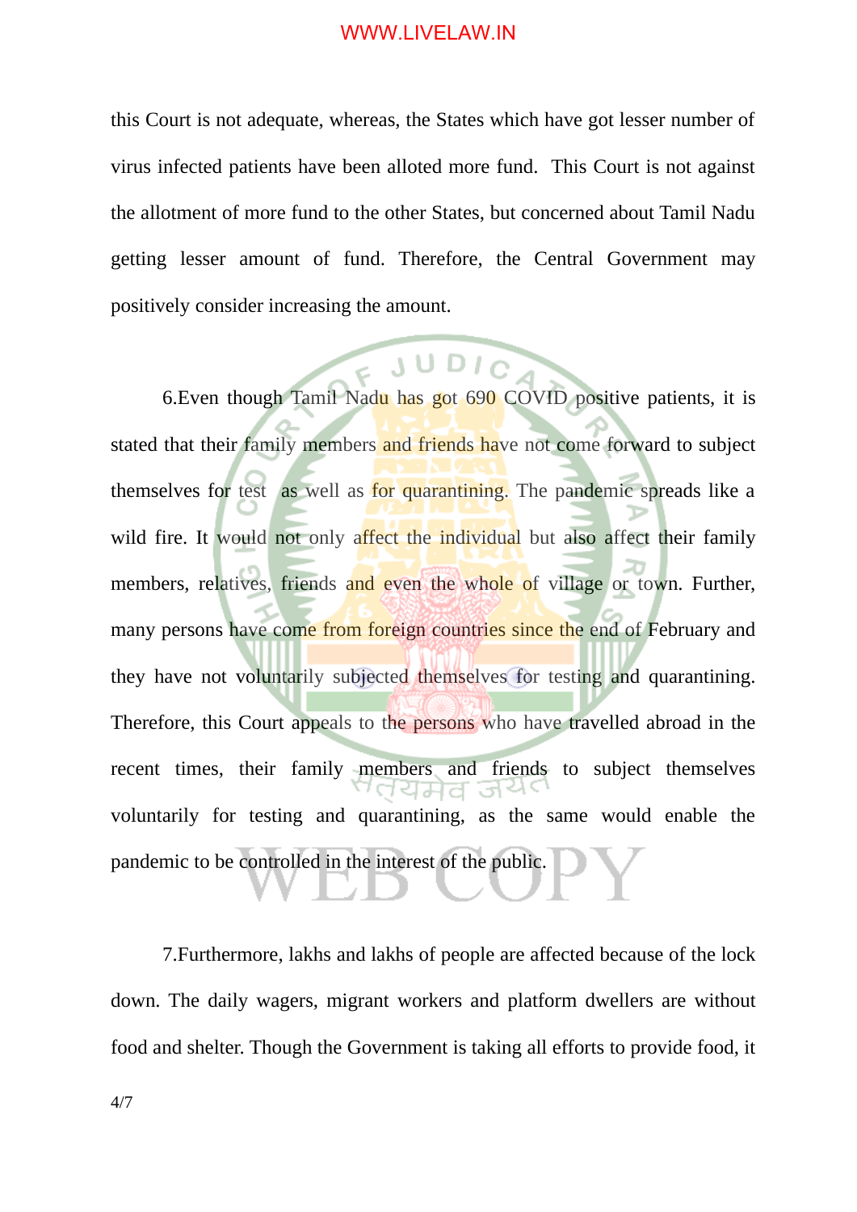this Court is not adequate, whereas, the States which have got lesser number of virus infected patients have been alloted more fund. This Court is not against the allotment of more fund to the other States, but concerned about Tamil Nadu getting lesser amount of fund. Therefore, the Central Government may positively consider increasing the amount.

6.Even though Tamil Nadu has got 690 COVID positive patients, it is stated that their family members and friends have not come forward to subject themselves for test as well as for quarantining. The pandemic spreads like a wild fire. It would not only affect the individual but also affect their family members, relatives, friends and even the whole of village or town. Further, many persons have come from foreign countries since the end of February and they have not voluntarily subjected themselves for testing and quarantining. Therefore, this Court appeals to the persons who have travelled abroad in the recent times, their family members and friends to subject themselves voluntarily for testing and quarantining, as the same would enable the pandemic to be controlled in the interest of the public.

7.Furthermore, lakhs and lakhs of people are affected because of the lock down. The daily wagers, migrant workers and platform dwellers are without food and shelter. Though the Government is taking all efforts to provide food, it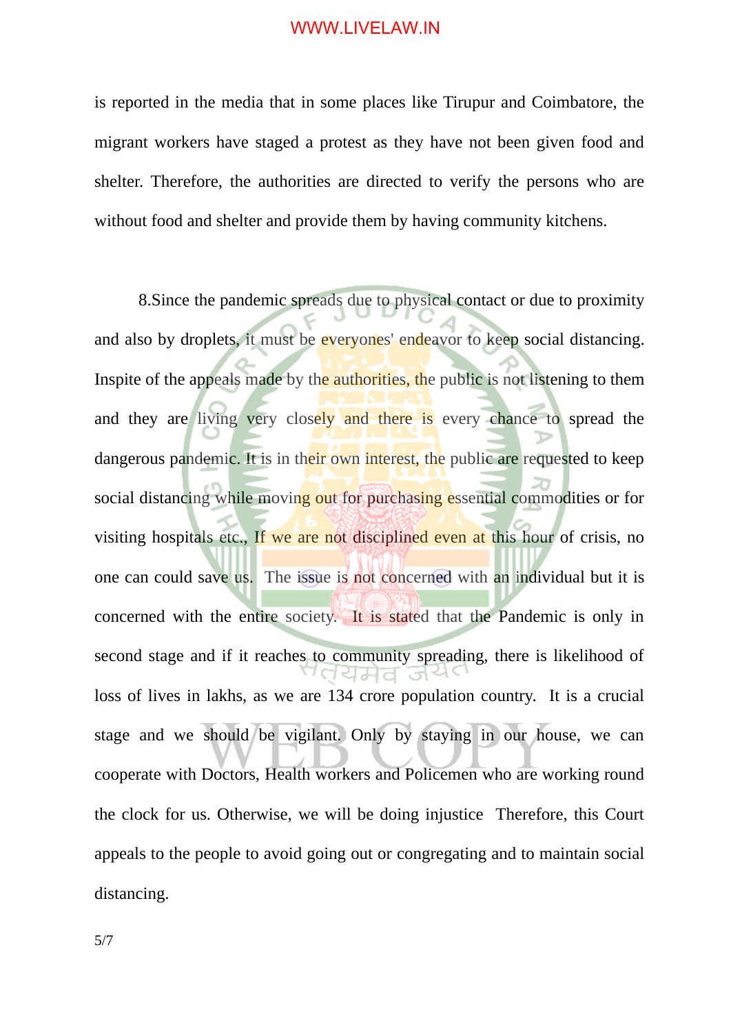is reported in the media that in some places like Tirupur and Coimbatore, the migrant workers have staged a protest as they have not been given food and shelter. Therefore, the authorities are directed to verify the persons who are without food and shelter and provide them by having community kitchens.

8.Since the pandemic spreads due to physical contact or due to proximity and also by droplets, it must be everyones' endeavor to keep social distancing. Inspite of the appeals made by the authorities, the public is not listening to them and they are living very closely and there is every chance to spread the dangerous pandemic. It is in their own interest, the public are requested to keep social distancing while moving out for purchasing essential commodities or for visiting hospitals etc., If we are not disciplined even at this hour of crisis, no one can could save us. The issue is not concerned with an individual but it is concerned with the entire society. It is stated that the Pandemic is only in second stage and if it reaches to community spreading, there is likelihood of loss of lives in lakhs, as we are 134 crore population country. It is a crucial stage and we should be vigilant. Only by staying in our house, we can cooperate with Doctors, Health workers and Policemen who are working round the clock for us. Otherwise, we will be doing injustice Therefore, this Court appeals to the people to avoid going out or congregating and to maintain social distancing.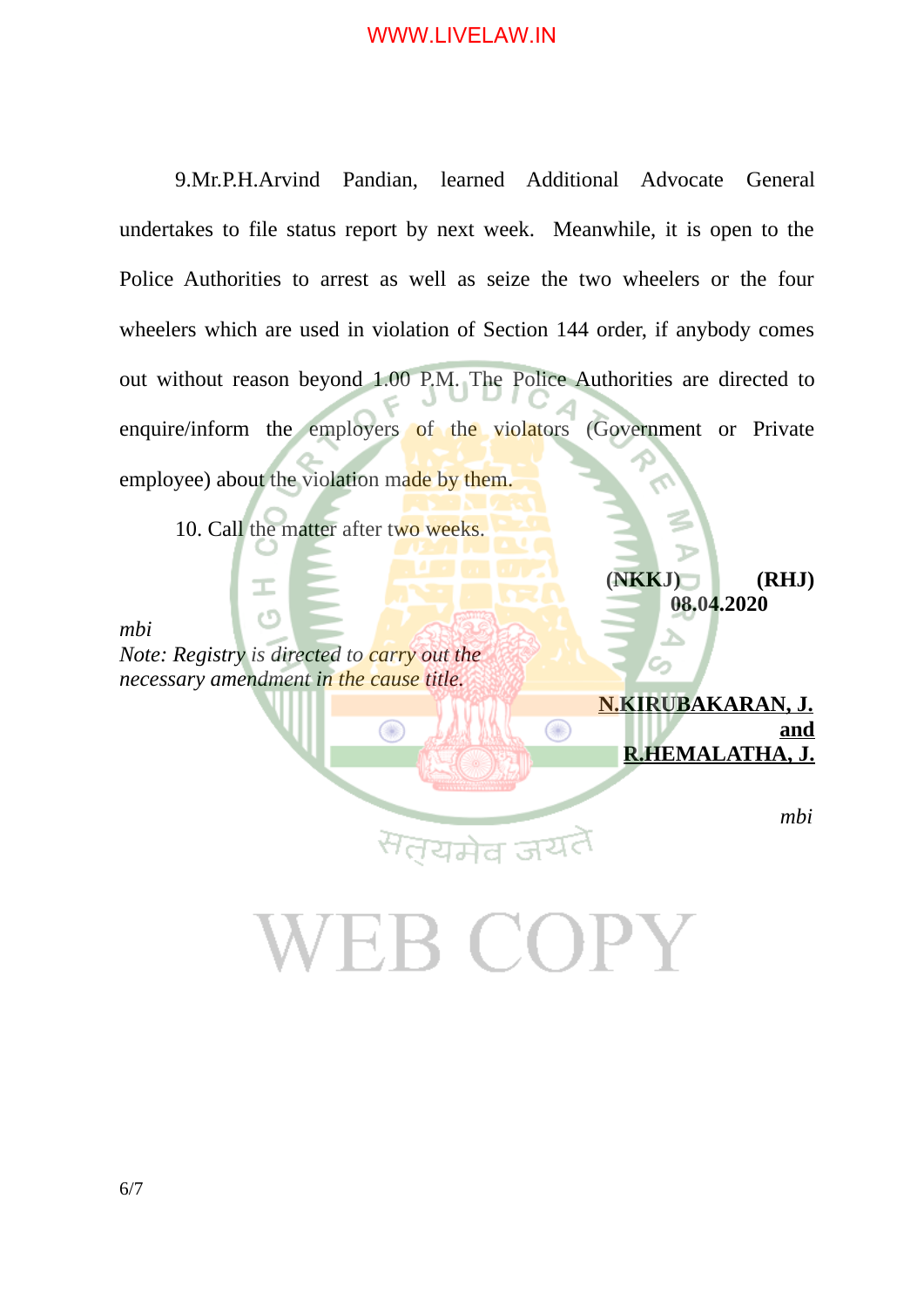9.Mr.P.H.Arvind Pandian, learned Additional Advocate General undertakes to file status report by next week. Meanwhile, it is open to the Police Authorities to arrest as well as seize the two wheelers or the four wheelers which are used in violation of Section 144 order, if anybody comes out without reason beyond 1.00 P.M. The Police Authorities are directed to enquire/inform the employers of the violators (Government or Private employee) about the violation made by them.

10. Call the matter after two weeks.

**(NKKJ)** **(RHJ)**
**08.04.2020**

*mbi*
*Note: Registry is directed to carry out the necessary amendment in the cause title.*

**N.KIRUBAKARAN, J.**
**and**
**R.HEMALATHA, J.**

*mbi*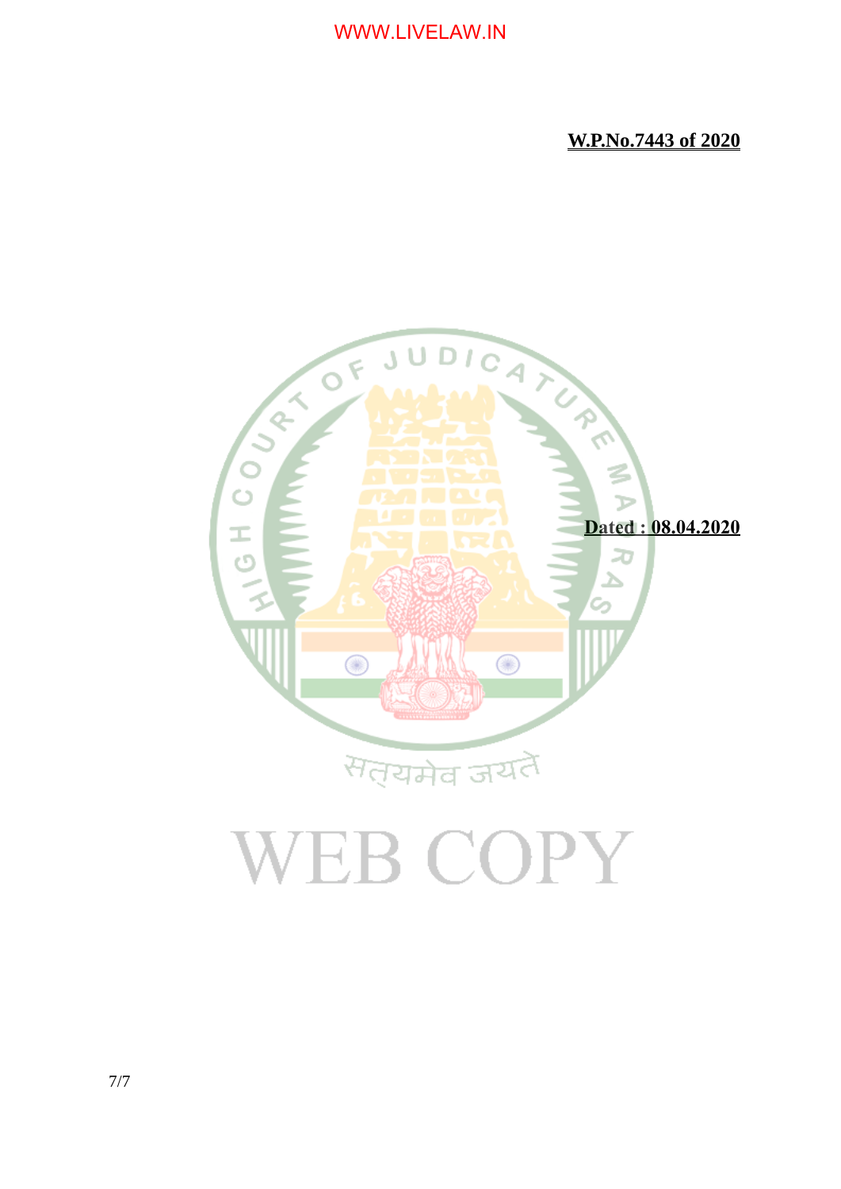**W.P.No.7443 of 2020**

**Dated : 08.04.2020**